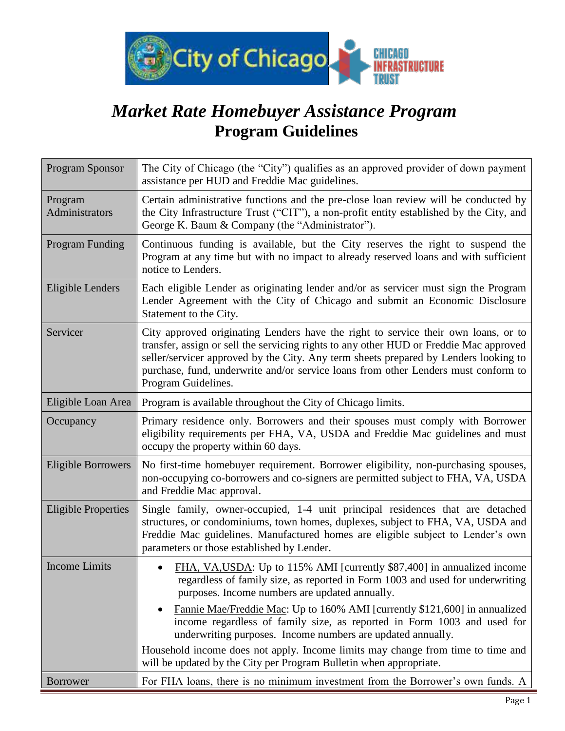# *Market Rate Homebuyer Assistance Program*

## Program Guidelines

| | |
|---|---|
| Program Sponsor | The City of Chicago (the "City") qualifies as an approved provider of down payment assistance per HUD and Freddie Mac guidelines. |
| Program Administrators | Certain administrative functions and the pre-close loan review will be conducted by the City Infrastructure Trust ("CIT"), a non-profit entity established by the City, and George K. Baum & Company (the "Administrator"). |
| Program Funding | Continuous funding is available, but the City reserves the right to suspend the Program at any time but with no impact to already reserved loans and with sufficient notice to Lenders. |
| Eligible Lenders | Each eligible Lender as originating lender and/or as servicer must sign the Program Lender Agreement with the City of Chicago and submit an Economic Disclosure Statement to the City. |
| Servicer | City approved originating Lenders have the right to service their own loans, or to transfer, assign or sell the servicing rights to any other HUD or Freddie Mac approved seller/servicer approved by the City. Any term sheets prepared by Lenders looking to purchase, fund, underwrite and/or service loans from other Lenders must conform to Program Guidelines. |
| Eligible Loan Area | Program is available throughout the City of Chicago limits. |
| Occupancy | Primary residence only. Borrowers and their spouses must comply with Borrower eligibility requirements per FHA, VA, USDA and Freddie Mac guidelines and must occupy the property within 60 days. |
| Eligible Borrowers | No first-time homebuyer requirement. Borrower eligibility, non-purchasing spouses, non-occupying co-borrowers and co-signers are permitted subject to FHA, VA, USDA and Freddie Mac approval. |
| Eligible Properties | Single family, owner-occupied, 1-4 unit principal residences that are detached structures, or condominiums, town homes, duplexes, subject to FHA, VA, USDA and Freddie Mac guidelines. Manufactured homes are eligible subject to Lender's own parameters or those established by Lender. |
| Income Limits | • FHA, VA,USDA: Up to 115% AMI [currently $87,400] in annualized income regardless of family size, as reported in Form 1003 and used for underwriting purposes. Income numbers are updated annually.<br>• Fannie Mae/Freddie Mac: Up to 160% AMI [currently $121,600] in annualized income regardless of family size, as reported in Form 1003 and used for underwriting purposes. Income numbers are updated annually.<br>Household income does not apply. Income limits may change from time to time and will be updated by the City per Program Bulletin when appropriate. |
| Borrower | For FHA loans, there is no minimum investment from the Borrower's own funds. A |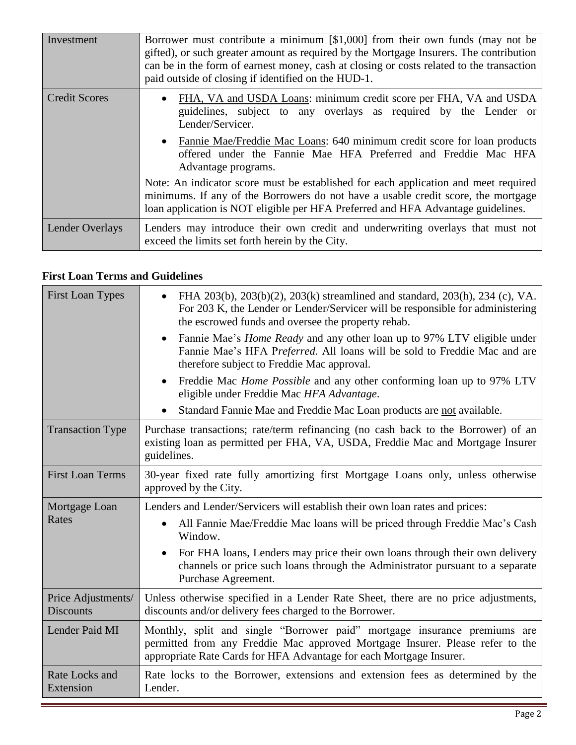| | |
|---|---|
| Investment | Borrower must contribute a minimum [$1,000] from their own funds (may not be gifted), or such greater amount as required by the Mortgage Insurers. The contribution can be in the form of earnest money, cash at closing or costs related to the transaction paid outside of closing if identified on the HUD-1. |
| Credit Scores | • <u>FHA, VA and USDA Loans</u>: minimum credit score per FHA, VA and USDA guidelines, subject to any overlays as required by the Lender or Lender/Servicer.<br>• <u>Fannie Mae/Freddie Mac Loans</u>: 640 minimum credit score for loan products offered under the Fannie Mae HFA Preferred and Freddie Mac HFA Advantage programs.<br><u>Note</u>: An indicator score must be established for each application and meet required minimums. If any of the Borrowers do not have a usable credit score, the mortgage loan application is NOT eligible per HFA Preferred and HFA Advantage guidelines. |
| Lender Overlays | Lenders may introduce their own credit and underwriting overlays that must not exceed the limits set forth herein by the City. |

**First Loan Terms and Guidelines**

| | |
|---|---|
| First Loan Types | • FHA 203(b), 203(b)(2), 203(k) streamlined and standard, 203(h), 234 (c), VA. For 203 K, the Lender or Lender/Servicer will be responsible for administering the escrowed funds and oversee the property rehab.<br>• Fannie Mae's *Home Ready* and any other loan up to 97% LTV eligible under Fannie Mae's HFA P*referred*. All loans will be sold to Freddie Mac and are therefore subject to Freddie Mac approval.<br>• Freddie Mac *Home Possible* and any other conforming loan up to 97% LTV eligible under Freddie Mac *HFA Advantage*.<br>• Standard Fannie Mae and Freddie Mac Loan products are <u>not</u> available. |
| Transaction Type | Purchase transactions; rate/term refinancing (no cash back to the Borrower) of an existing loan as permitted per FHA, VA, USDA, Freddie Mac and Mortgage Insurer guidelines. |
| First Loan Terms | 30-year fixed rate fully amortizing first Mortgage Loans only, unless otherwise approved by the City. |
| Mortgage Loan Rates | Lenders and Lender/Servicers will establish their own loan rates and prices:<br>• All Fannie Mae/Freddie Mac loans will be priced through Freddie Mac's Cash Window.<br>• For FHA loans, Lenders may price their own loans through their own delivery channels or price such loans through the Administrator pursuant to a separate Purchase Agreement. |
| Price Adjustments/ Discounts | Unless otherwise specified in a Lender Rate Sheet, there are no price adjustments, discounts and/or delivery fees charged to the Borrower. |
| Lender Paid MI | Monthly, split and single "Borrower paid" mortgage insurance premiums are permitted from any Freddie Mac approved Mortgage Insurer. Please refer to the appropriate Rate Cards for HFA Advantage for each Mortgage Insurer. |
| Rate Locks and Extension | Rate locks to the Borrower, extensions and extension fees as determined by the Lender. |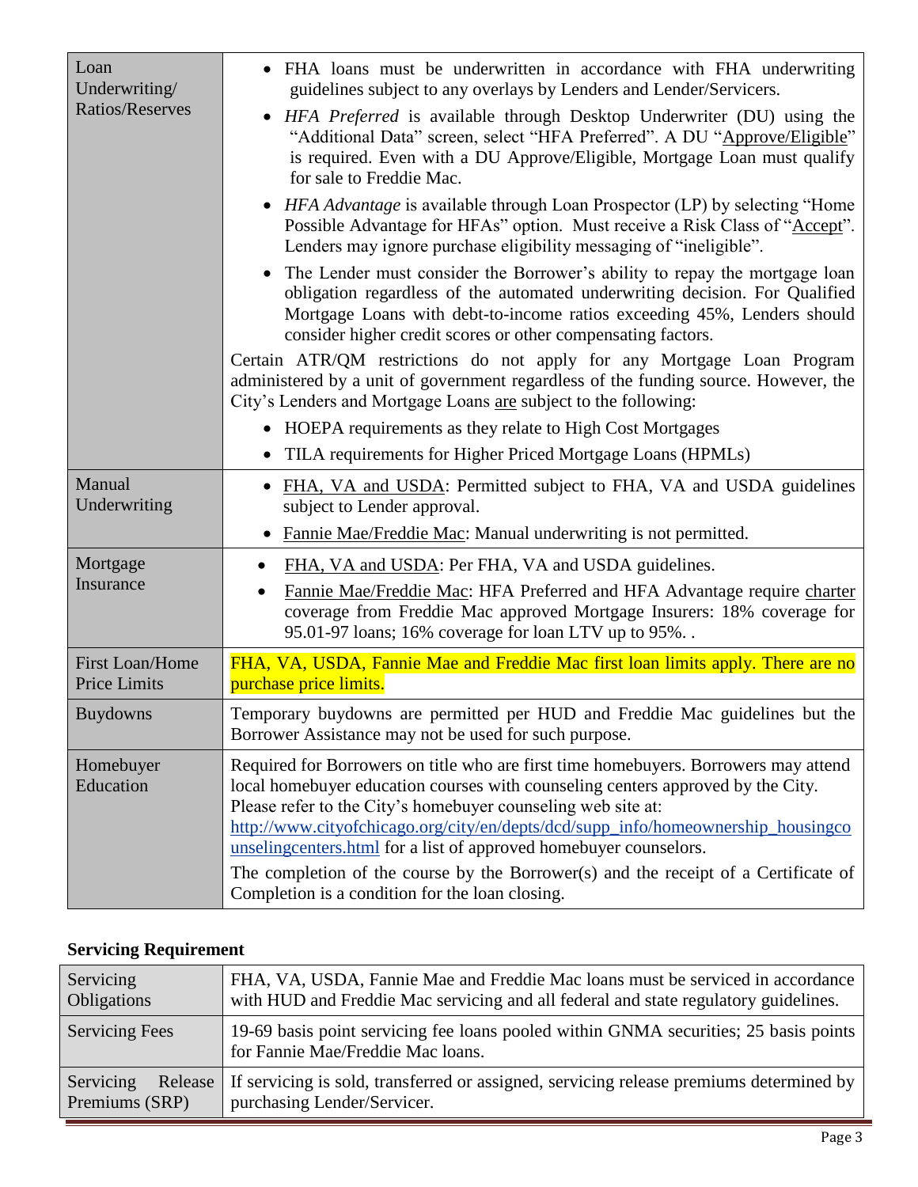| | |
|---|---|
| Loan Underwriting/ Ratios/Reserves | • FHA loans must be underwritten in accordance with FHA underwriting guidelines subject to any overlays by Lenders and Lender/Servicers.<br>• *HFA Preferred* is available through Desktop Underwriter (DU) using the "Additional Data" screen, select "HFA Preferred". A DU "Approve/Eligible" is required. Even with a DU Approve/Eligible, Mortgage Loan must qualify for sale to Freddie Mac.<br>• *HFA Advantage* is available through Loan Prospector (LP) by selecting "Home Possible Advantage for HFAs" option. Must receive a Risk Class of "Accept". Lenders may ignore purchase eligibility messaging of "ineligible".<br>• The Lender must consider the Borrower's ability to repay the mortgage loan obligation regardless of the automated underwriting decision. For Qualified Mortgage Loans with debt-to-income ratios exceeding 45%, Lenders should consider higher credit scores or other compensating factors.<br>Certain ATR/QM restrictions do not apply for any Mortgage Loan Program administered by a unit of government regardless of the funding source. However, the City's Lenders and Mortgage Loans are subject to the following:<br>• HOEPA requirements as they relate to High Cost Mortgages<br>• TILA requirements for Higher Priced Mortgage Loans (HPMLs) |
| Manual Underwriting | • FHA, VA and USDA: Permitted subject to FHA, VA and USDA guidelines subject to Lender approval.<br>• Fannie Mae/Freddie Mac: Manual underwriting is not permitted. |
| Mortgage Insurance | • FHA, VA and USDA: Per FHA, VA and USDA guidelines.<br>• Fannie Mae/Freddie Mac: HFA Preferred and HFA Advantage require charter coverage from Freddie Mac approved Mortgage Insurers: 18% coverage for 95.01-97 loans; 16% coverage for loan LTV up to 95%. . |
| First Loan/Home Price Limits | FHA, VA, USDA, Fannie Mae and Freddie Mac first loan limits apply. There are no purchase price limits. |
| Buydowns | Temporary buydowns are permitted per HUD and Freddie Mac guidelines but the Borrower Assistance may not be used for such purpose. |
| Homebuyer Education | Required for Borrowers on title who are first time homebuyers. Borrowers may attend local homebuyer education courses with counseling centers approved by the City. Please refer to the City's homebuyer counseling web site at: http://www.cityofchicago.org/city/en/depts/dcd/supp_info/homeownership_housingcounselingcenters.html for a list of approved homebuyer counselors.<br>The completion of the course by the Borrower(s) and the receipt of a Certificate of Completion is a condition for the loan closing. |

## Servicing Requirement

| | |
|---|---|
| Servicing Obligations | FHA, VA, USDA, Fannie Mae and Freddie Mac loans must be serviced in accordance with HUD and Freddie Mac servicing and all federal and state regulatory guidelines. |
| Servicing Fees | 19-69 basis point servicing fee loans pooled within GNMA securities; 25 basis points for Fannie Mae/Freddie Mac loans. |
| Servicing Release Premiums (SRP) | If servicing is sold, transferred or assigned, servicing release premiums determined by purchasing Lender/Servicer. |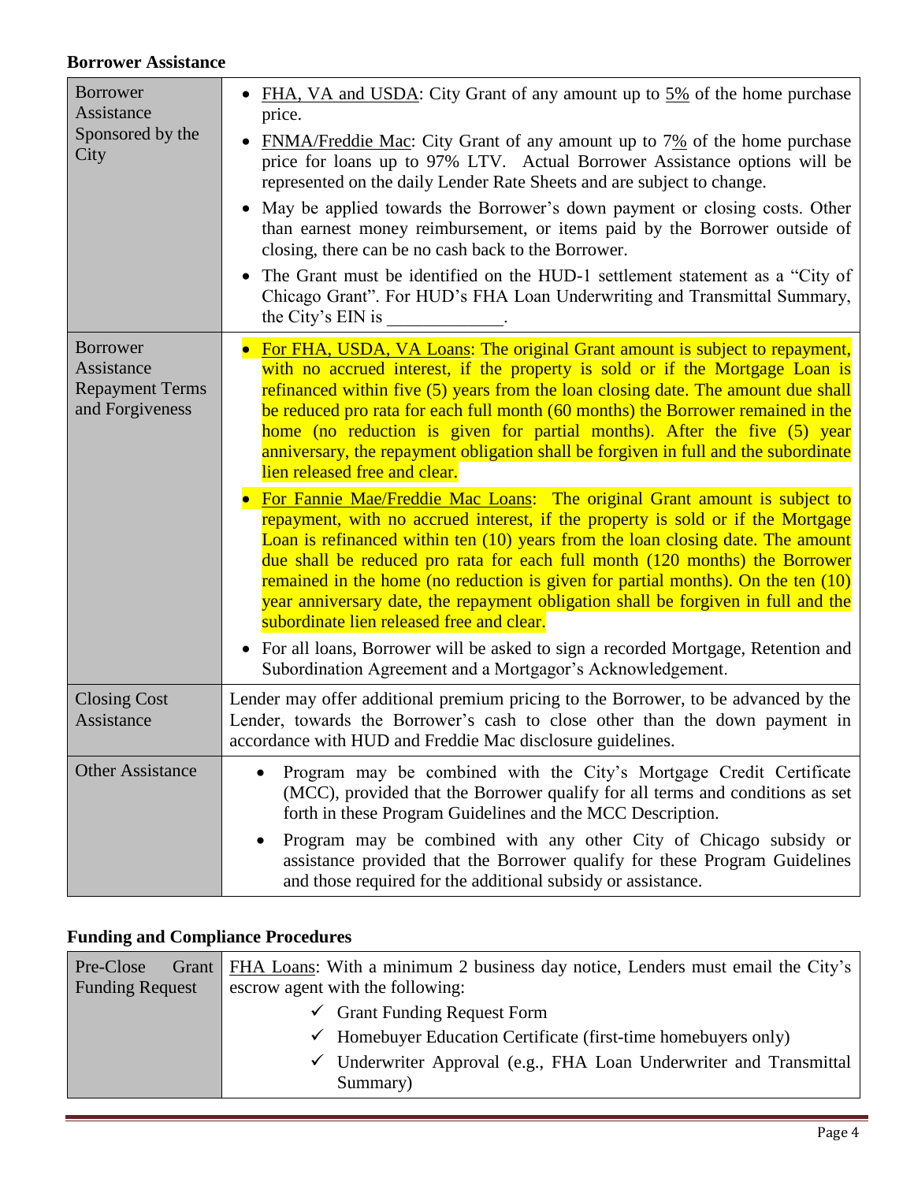**Borrower Assistance**

| | |
|---|---|
| Borrower Assistance Sponsored by the City | • FHA, VA and USDA: City Grant of any amount up to 5% of the home purchase price.<br>• FNMA/Freddie Mac: City Grant of any amount up to 7% of the home purchase price for loans up to 97% LTV. Actual Borrower Assistance options will be represented on the daily Lender Rate Sheets and are subject to change.<br>• May be applied towards the Borrower's down payment or closing costs. Other than earnest money reimbursement, or items paid by the Borrower outside of closing, there can be no cash back to the Borrower.<br>• The Grant must be identified on the HUD-1 settlement statement as a "City of Chicago Grant". For HUD's FHA Loan Underwriting and Transmittal Summary, the City's EIN is _____________. |
| Borrower Assistance Repayment Terms and Forgiveness | • For FHA, USDA, VA Loans: The original Grant amount is subject to repayment, with no accrued interest, if the property is sold or if the Mortgage Loan is refinanced within five (5) years from the loan closing date. The amount due shall be reduced pro rata for each full month (60 months) the Borrower remained in the home (no reduction is given for partial months). After the five (5) year anniversary, the repayment obligation shall be forgiven in full and the subordinate lien released free and clear.<br>• For Fannie Mae/Freddie Mac Loans: The original Grant amount is subject to repayment, with no accrued interest, if the property is sold or if the Mortgage Loan is refinanced within ten (10) years from the loan closing date. The amount due shall be reduced pro rata for each full month (120 months) the Borrower remained in the home (no reduction is given for partial months). On the ten (10) year anniversary date, the repayment obligation shall be forgiven in full and the subordinate lien released free and clear.<br>• For all loans, Borrower will be asked to sign a recorded Mortgage, Retention and Subordination Agreement and a Mortgagor's Acknowledgement. |
| Closing Cost Assistance | Lender may offer additional premium pricing to the Borrower, to be advanced by the Lender, towards the Borrower's cash to close other than the down payment in accordance with HUD and Freddie Mac disclosure guidelines. |
| Other Assistance | • Program may be combined with the City's Mortgage Credit Certificate (MCC), provided that the Borrower qualify for all terms and conditions as set forth in these Program Guidelines and the MCC Description.<br>• Program may be combined with any other City of Chicago subsidy or assistance provided that the Borrower qualify for these Program Guidelines and those required for the additional subsidy or assistance. |

**Funding and Compliance Procedures**

| | |
|---|---|
| Pre-Close Grant Funding Request | FHA Loans: With a minimum 2 business day notice, Lenders must email the City's escrow agent with the following:<br>✓ Grant Funding Request Form<br>✓ Homebuyer Education Certificate (first-time homebuyers only)<br>✓ Underwriter Approval (e.g., FHA Loan Underwriter and Transmittal Summary) |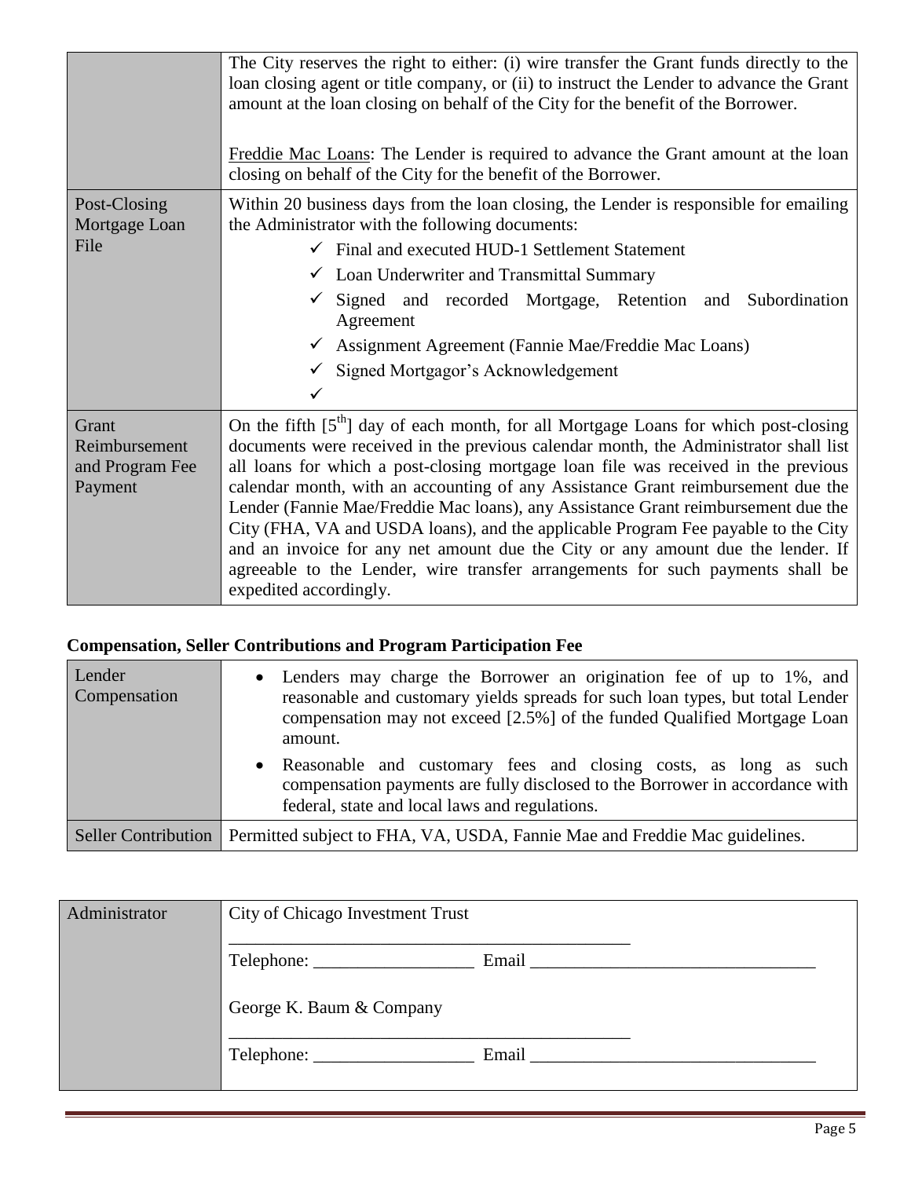| | |
|---|---|
| | The City reserves the right to either: (i) wire transfer the Grant funds directly to the loan closing agent or title company, or (ii) to instruct the Lender to advance the Grant amount at the loan closing on behalf of the City for the benefit of the Borrower.<br><br><u>Freddie Mac Loans</u>: The Lender is required to advance the Grant amount at the loan closing on behalf of the City for the benefit of the Borrower. |
| Post-Closing Mortgage Loan File | Within 20 business days from the loan closing, the Lender is responsible for emailing the Administrator with the following documents:<br>✓ Final and executed HUD-1 Settlement Statement<br>✓ Loan Underwriter and Transmittal Summary<br>✓ Signed and recorded Mortgage, Retention and Subordination Agreement<br>✓ Assignment Agreement (Fannie Mae/Freddie Mac Loans)<br>✓ Signed Mortgagor's Acknowledgement<br>✓ |
| Grant Reimbursement and Program Fee Payment | On the fifth [5th] day of each month, for all Mortgage Loans for which post-closing documents were received in the previous calendar month, the Administrator shall list all loans for which a post-closing mortgage loan file was received in the previous calendar month, with an accounting of any Assistance Grant reimbursement due the Lender (Fannie Mae/Freddie Mac loans), any Assistance Grant reimbursement due the City (FHA, VA and USDA loans), and the applicable Program Fee payable to the City and an invoice for any net amount due the City or any amount due the lender. If agreeable to the Lender, wire transfer arrangements for such payments shall be expedited accordingly. |

**Compensation, Seller Contributions and Program Participation Fee**

| | |
|---|---|
| Lender Compensation | • Lenders may charge the Borrower an origination fee of up to 1%, and reasonable and customary yields spreads for such loan types, but total Lender compensation may not exceed [2.5%] of the funded Qualified Mortgage Loan amount.<br>• Reasonable and customary fees and closing costs, as long as such compensation payments are fully disclosed to the Borrower in accordance with federal, state and local laws and regulations. |
| Seller Contribution | Permitted subject to FHA, VA, USDA, Fannie Mae and Freddie Mac guidelines. |

| | |
|---|---|
| Administrator | City of Chicago Investment Trust<br>_______________________________________________<br>Telephone: __________________ Email ________________________________<br><br>George K. Baum & Company<br>_______________________________________________<br>Telephone: __________________ Email ________________________________ |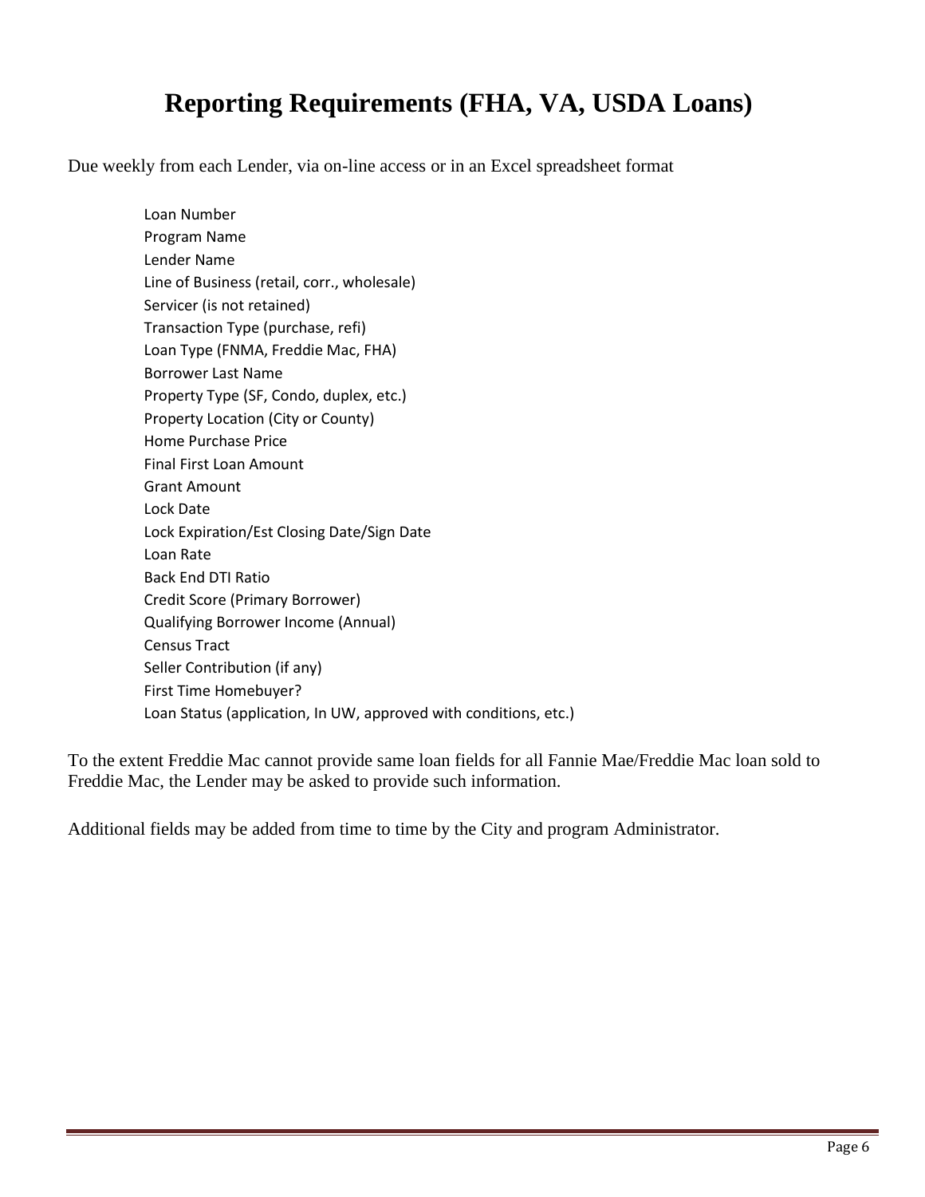# Reporting Requirements (FHA, VA, USDA Loans)

Due weekly from each Lender, via on-line access or in an Excel spreadsheet format

Loan Number
Program Name
Lender Name
Line of Business (retail, corr., wholesale)
Servicer (is not retained)
Transaction Type (purchase, refi)
Loan Type (FNMA, Freddie Mac, FHA)
Borrower Last Name
Property Type (SF, Condo, duplex, etc.)
Property Location (City or County)
Home Purchase Price
Final First Loan Amount
Grant Amount
Lock Date
Lock Expiration/Est Closing Date/Sign Date
Loan Rate
Back End DTI Ratio
Credit Score (Primary Borrower)
Qualifying Borrower Income (Annual)
Census Tract
Seller Contribution (if any)
First Time Homebuyer?
Loan Status (application, In UW, approved with conditions, etc.)

To the extent Freddie Mac cannot provide same loan fields for all Fannie Mae/Freddie Mac loan sold to Freddie Mac, the Lender may be asked to provide such information.

Additional fields may be added from time to time by the City and program Administrator.